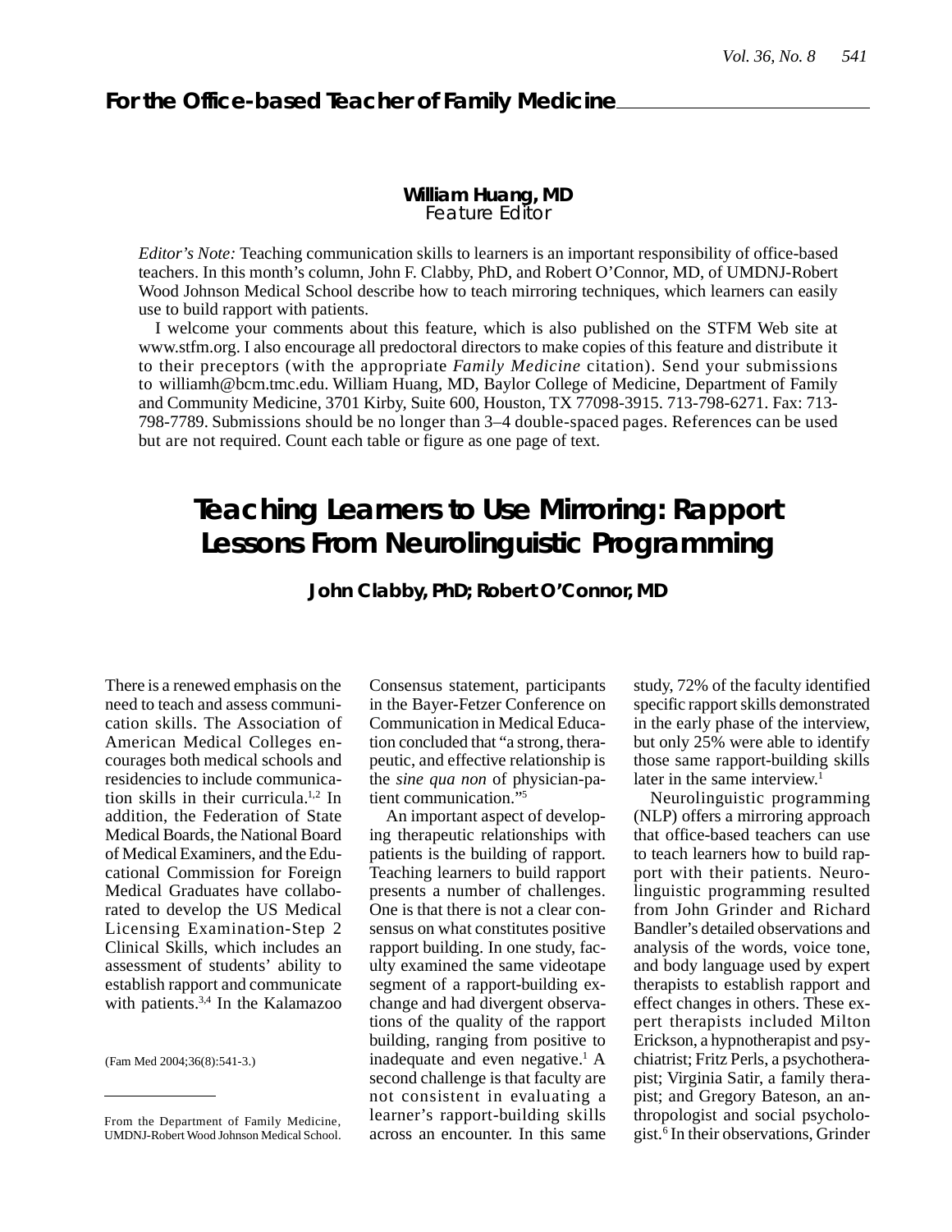## For the Office-based Teacher of Family Medicine

**William Huang, MD**
*Feature Editor*

*Editor's Note:* Teaching communication skills to learners is an important responsibility of office-based teachers. In this month's column, John F. Clabby, PhD, and Robert O'Connor, MD, of UMDNJ-Robert Wood Johnson Medical School describe how to teach mirroring techniques, which learners can easily use to build rapport with patients.

I welcome your comments about this feature, which is also published on the STFM Web site at www.stfm.org. I also encourage all predoctoral directors to make copies of this feature and distribute it to their preceptors (with the appropriate *Family Medicine* citation). Send your submissions to williamh@bcm.tmc.edu. William Huang, MD, Baylor College of Medicine, Department of Family and Community Medicine, 3701 Kirby, Suite 600, Houston, TX 77098-3915. 713-798-6271. Fax: 713-798-7789. Submissions should be no longer than 3–4 double-spaced pages. References can be used but are not required. Count each table or figure as one page of text.

# Teaching Learners to Use Mirroring: Rapport Lessons From Neurolinguistic Programming

**John Clabby, PhD; Robert O'Connor, MD**

There is a renewed emphasis on the need to teach and assess communication skills. The Association of American Medical Colleges encourages both medical schools and residencies to include communication skills in their curricula.[1,2] In addition, the Federation of State Medical Boards, the National Board of Medical Examiners, and the Educational Commission for Foreign Medical Graduates have collaborated to develop the US Medical Licensing Examination-Step 2 Clinical Skills, which includes an assessment of students' ability to establish rapport and communicate with patients.[3,4] In the Kalamazoo Consensus statement, participants in the Bayer-Fetzer Conference on Communication in Medical Education concluded that "a strong, therapeutic, and effective relationship is the *sine qua non* of physician-patient communication."[5]

An important aspect of developing therapeutic relationships with patients is the building of rapport. Teaching learners to build rapport presents a number of challenges. One is that there is not a clear consensus on what constitutes positive rapport building. In one study, faculty examined the same videotape segment of a rapport-building exchange and had divergent observations of the quality of the rapport building, ranging from positive to inadequate and even negative.[1] A second challenge is that faculty are not consistent in evaluating a learner's rapport-building skills across an encounter. In this same study, 72% of the faculty identified specific rapport skills demonstrated in the early phase of the interview, but only 25% were able to identify those same rapport-building skills later in the same interview.[1]

Neurolinguistic programming (NLP) offers a mirroring approach that office-based teachers can use to teach learners how to build rapport with their patients. Neurolinguistic programming resulted from John Grinder and Richard Bandler's detailed observations and analysis of the words, voice tone, and body language used by expert therapists to establish rapport and effect changes in others. These expert therapists included Milton Erickson, a hypnotherapist and psychiatrist; Fritz Perls, a psychotherapist; Virginia Satir, a family therapist; and Gregory Bateson, an anthropologist and social psychologist.[6] In their observations, Grinder

(Fam Med 2004;36(8):541-3.)

From the Department of Family Medicine, UMDNJ-Robert Wood Johnson Medical School.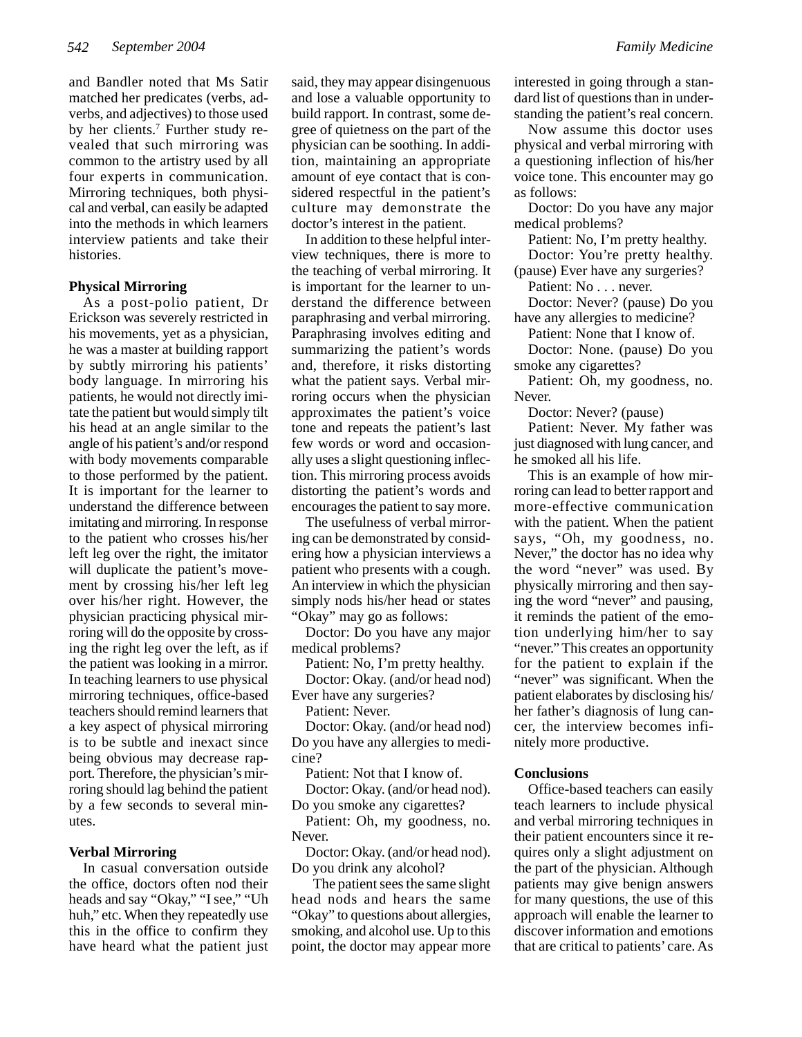and Bandler noted that Ms Satir matched her predicates (verbs, adverbs, and adjectives) to those used by her clients.[7] Further study revealed that such mirroring was common to the artistry used by all four experts in communication. Mirroring techniques, both physical and verbal, can easily be adapted into the methods in which learners interview patients and take their histories.

**Physical Mirroring**

As a post-polio patient, Dr Erickson was severely restricted in his movements, yet as a physician, he was a master at building rapport by subtly mirroring his patients' body language. In mirroring his patients, he would not directly imitate the patient but would simply tilt his head at an angle similar to the angle of his patient's and/or respond with body movements comparable to those performed by the patient. It is important for the learner to understand the difference between imitating and mirroring. In response to the patient who crosses his/her left leg over the right, the imitator will duplicate the patient's movement by crossing his/her left leg over his/her right. However, the physician practicing physical mirroring will do the opposite by crossing the right leg over the left, as if the patient was looking in a mirror. In teaching learners to use physical mirroring techniques, office-based teachers should remind learners that a key aspect of physical mirroring is to be subtle and inexact since being obvious may decrease rapport. Therefore, the physician's mirroring should lag behind the patient by a few seconds to several minutes.

**Verbal Mirroring**

In casual conversation outside the office, doctors often nod their heads and say "Okay," "I see," "Uh huh," etc. When they repeatedly use this in the office to confirm they have heard what the patient just said, they may appear disingenuous and lose a valuable opportunity to build rapport. In contrast, some degree of quietness on the part of the physician can be soothing. In addition, maintaining an appropriate amount of eye contact that is considered respectful in the patient's culture may demonstrate the doctor's interest in the patient.

In addition to these helpful interview techniques, there is more to the teaching of verbal mirroring. It is important for the learner to understand the difference between paraphrasing and verbal mirroring. Paraphrasing involves editing and summarizing the patient's words and, therefore, it risks distorting what the patient says. Verbal mirroring occurs when the physician approximates the patient's voice tone and repeats the patient's last few words or word and occasionally uses a slight questioning inflection. This mirroring process avoids distorting the patient's words and encourages the patient to say more.

The usefulness of verbal mirroring can be demonstrated by considering how a physician interviews a patient who presents with a cough. An interview in which the physician simply nods his/her head or states "Okay" may go as follows:

Doctor: Do you have any major medical problems?

Patient: No, I'm pretty healthy.

Doctor: Okay. (and/or head nod) Ever have any surgeries?

Patient: Never.

Doctor: Okay. (and/or head nod) Do you have any allergies to medicine?

Patient: Not that I know of.

Doctor: Okay. (and/or head nod). Do you smoke any cigarettes?

Patient: Oh, my goodness, no. Never.

Doctor: Okay. (and/or head nod). Do you drink any alcohol?

The patient sees the same slight head nods and hears the same "Okay" to questions about allergies, smoking, and alcohol use. Up to this point, the doctor may appear more interested in going through a standard list of questions than in understanding the patient's real concern.

Now assume this doctor uses physical and verbal mirroring with a questioning inflection of his/her voice tone. This encounter may go as follows:

Doctor: Do you have any major medical problems?

Patient: No, I'm pretty healthy.

Doctor: You're pretty healthy. (pause) Ever have any surgeries?

Patient: No . . . never.

Doctor: Never? (pause) Do you have any allergies to medicine?

Patient: None that I know of.

Doctor: None. (pause) Do you smoke any cigarettes?

Patient: Oh, my goodness, no. Never.

Doctor: Never? (pause)

Patient: Never. My father was just diagnosed with lung cancer, and he smoked all his life.

This is an example of how mirroring can lead to better rapport and more-effective communication with the patient. When the patient says, "Oh, my goodness, no. Never," the doctor has no idea why the word "never" was used. By physically mirroring and then saying the word "never" and pausing, it reminds the patient of the emotion underlying him/her to say "never." This creates an opportunity for the patient to explain if the "never" was significant. When the patient elaborates by disclosing his/her father's diagnosis of lung cancer, the interview becomes infinitely more productive.

**Conclusions**

Office-based teachers can easily teach learners to include physical and verbal mirroring techniques in their patient encounters since it requires only a slight adjustment on the part of the physician. Although patients may give benign answers for many questions, the use of this approach will enable the learner to discover information and emotions that are critical to patients' care. As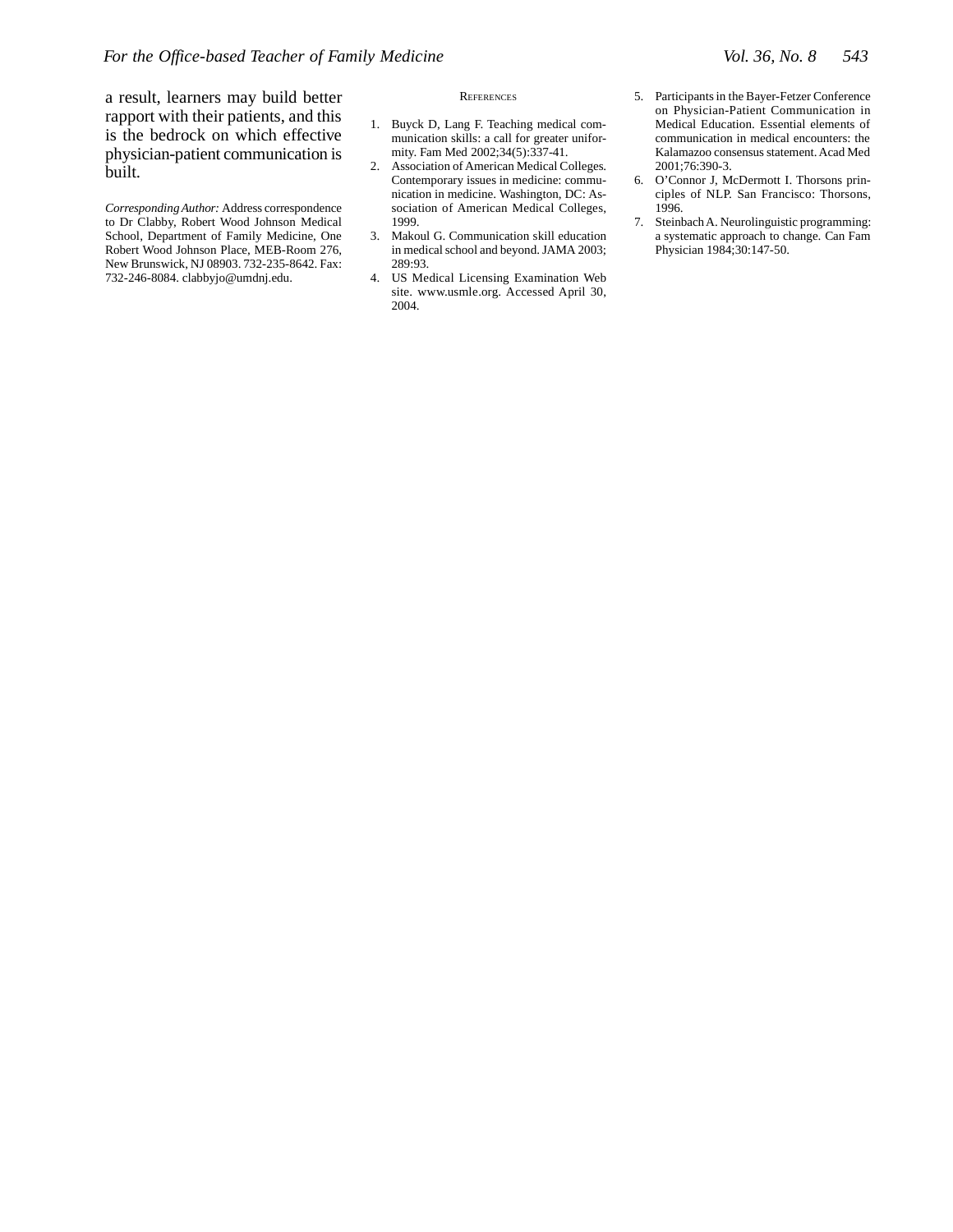a result, learners may build better rapport with their patients, and this is the bedrock on which effective physician-patient communication is built.

*Corresponding Author:* Address correspondence to Dr Clabby, Robert Wood Johnson Medical School, Department of Family Medicine, One Robert Wood Johnson Place, MEB-Room 276, New Brunswick, NJ 08903. 732-235-8642. Fax: 732-246-8084. clabbyjo@umdnj.edu.

## References

1. Buyck D, Lang F. Teaching medical communication skills: a call for greater uniformity. Fam Med 2002;34(5):337-41.
2. Association of American Medical Colleges. Contemporary issues in medicine: communication in medicine. Washington, DC: Association of American Medical Colleges, 1999.
3. Makoul G. Communication skill education in medical school and beyond. JAMA 2003; 289:93.
4. US Medical Licensing Examination Web site. www.usmle.org. Accessed April 30, 2004.
5. Participants in the Bayer-Fetzer Conference on Physician-Patient Communication in Medical Education. Essential elements of communication in medical encounters: the Kalamazoo consensus statement. Acad Med 2001;76:390-3.
6. O'Connor J, McDermott I. Thorsons principles of NLP. San Francisco: Thorsons, 1996.
7. Steinbach A. Neurolinguistic programming: a systematic approach to change. Can Fam Physician 1984;30:147-50.